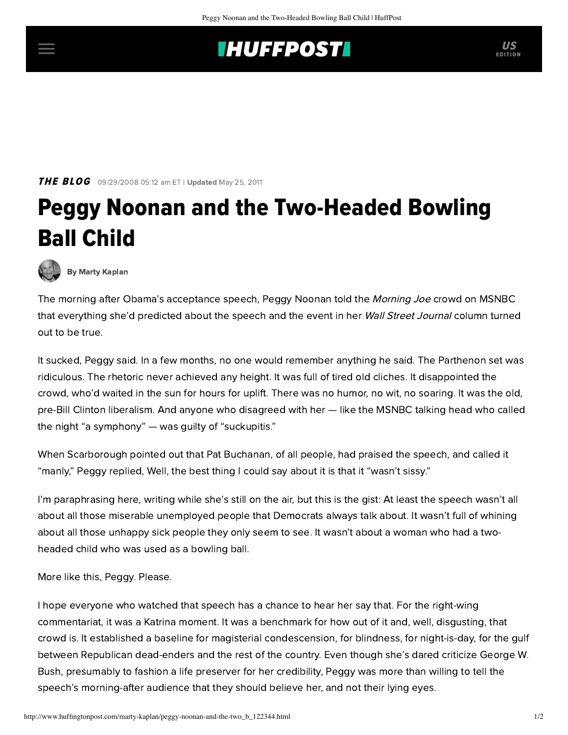**THE BLOG** 09/29/2008 05:12 am ET | **Updated** May 25, 2011

# Peggy Noonan and the Two-Headed Bowling Ball Child

By Marty Kaplan

The morning after Obama's acceptance speech, Peggy Noonan told the *Morning Joe* crowd on MSNBC that everything she'd predicted about the speech and the event in her *Wall Street Journal* column turned out to be true.

It sucked, Peggy said. In a few months, no one would remember anything he said. The Parthenon set was ridiculous. The rhetoric never achieved any height. It was full of tired old cliches. It disappointed the crowd, who'd waited in the sun for hours for uplift. There was no humor, no wit, no soaring. It was the old, pre-Bill Clinton liberalism. And anyone who disagreed with her — like the MSNBC talking head who called the night "a symphony" — was guilty of "suckupitis."

When Scarborough pointed out that Pat Buchanan, of all people, had praised the speech, and called it "manly," Peggy replied, Well, the best thing I could say about it is that it "wasn't sissy."

I'm paraphrasing here, writing while she's still on the air, but this is the gist: At least the speech wasn't all about all those miserable unemployed people that Democrats always talk about. It wasn't full of whining about all those unhappy sick people they only seem to see. It wasn't about a woman who had a two-headed child who was used as a bowling ball.

More like this, Peggy. Please.

I hope everyone who watched that speech has a chance to hear her say that. For the right-wing commentariat, it was a Katrina moment. It was a benchmark for how out of it and, well, disgusting, that crowd is. It established a baseline for magisterial condescension, for blindness, for night-is-day, for the gulf between Republican dead-enders and the rest of the country. Even though she's dared criticize George W. Bush, presumably to fashion a life preserver for her credibility, Peggy was more than willing to tell the speech's morning-after audience that they should believe her, and not their lying eyes.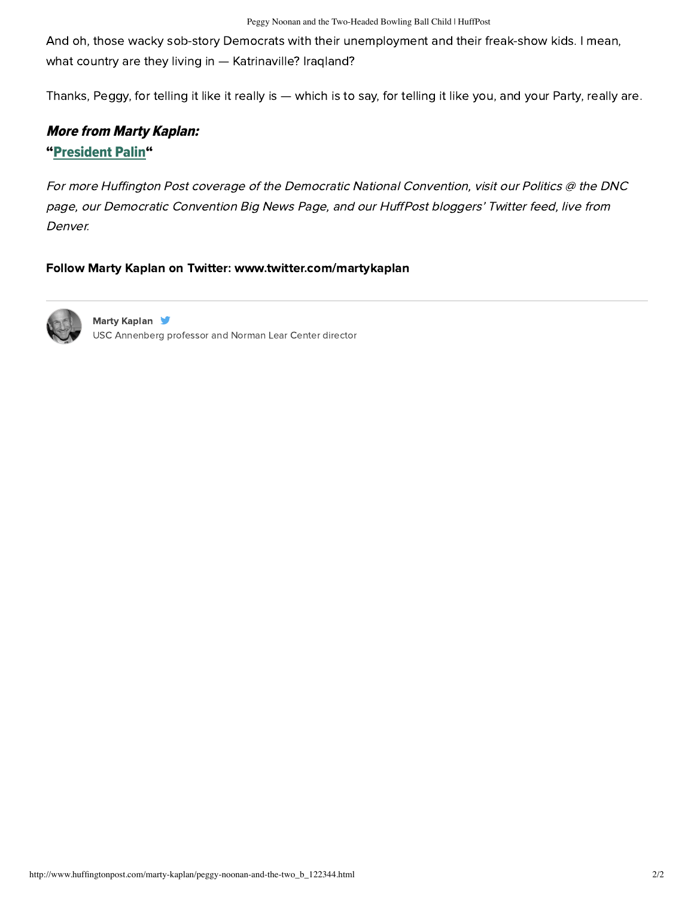And oh, those wacky sob-story Democrats with their unemployment and their freak-show kids. I mean, what country are they living in — Katrinaville? Iraqland?

Thanks, Peggy, for telling it like it really is — which is to say, for telling it like you, and your Party, really are.

***More from Marty Kaplan:***

**"President Palin"**

*For more Huffington Post coverage of the Democratic National Convention, visit our Politics @ the DNC page, our Democratic Convention Big News Page, and our HuffPost bloggers' Twitter feed, live from Denver.*

**Follow Marty Kaplan on Twitter: www.twitter.com/martykaplan**

---

**Marty Kaplan**
USC Annenberg professor and Norman Lear Center director